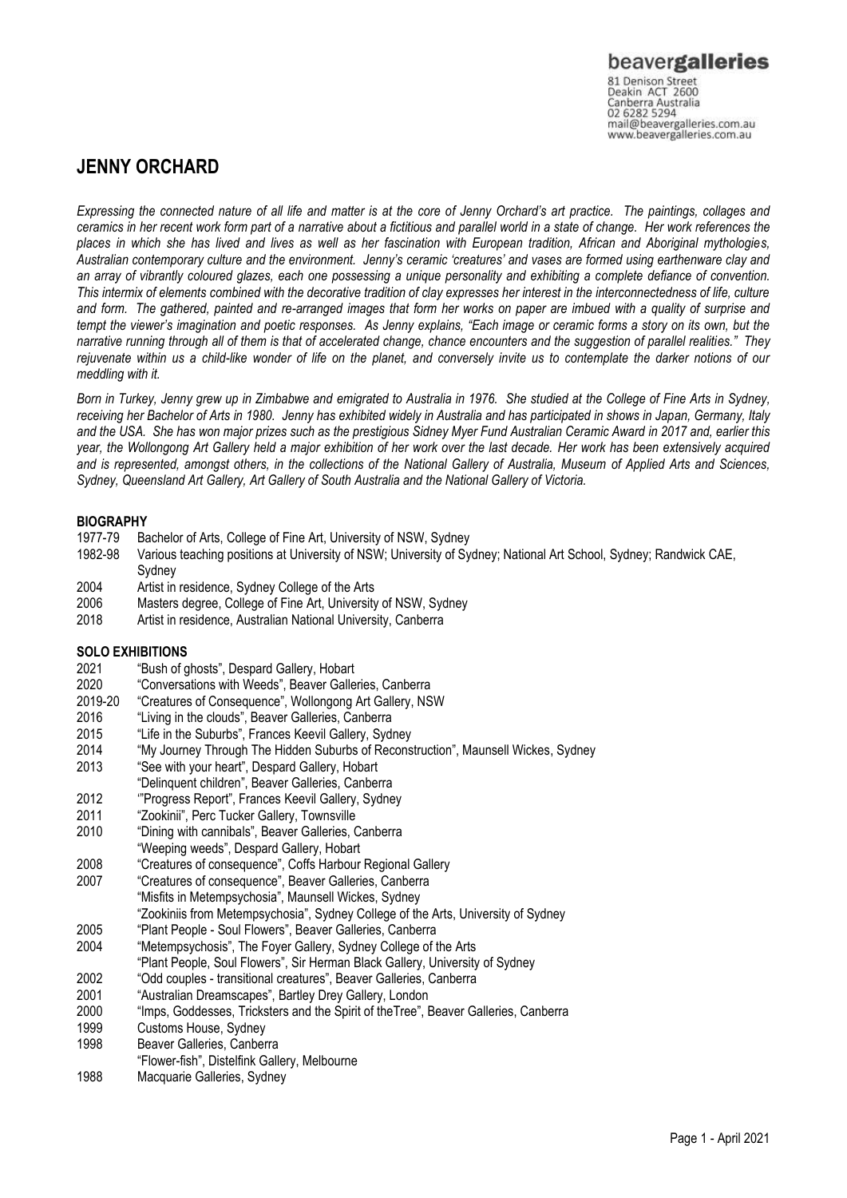beavergalleries
81 Denison Street
Deakin ACT 2600
Canberra Australia
02 6282 5294
mail@beavergalleries.com.au
www.beavergalleries.com.au

# JENNY ORCHARD

*Expressing the connected nature of all life and matter is at the core of Jenny Orchard's art practice. The paintings, collages and ceramics in her recent work form part of a narrative about a fictitious and parallel world in a state of change. Her work references the places in which she has lived and lives as well as her fascination with European tradition, African and Aboriginal mythologies, Australian contemporary culture and the environment. Jenny's ceramic 'creatures' and vases are formed using earthenware clay and an array of vibrantly coloured glazes, each one possessing a unique personality and exhibiting a complete defiance of convention. This intermix of elements combined with the decorative tradition of clay expresses her interest in the interconnectedness of life, culture and form. The gathered, painted and re-arranged images that form her works on paper are imbued with a quality of surprise and tempt the viewer's imagination and poetic responses. As Jenny explains, "Each image or ceramic forms a story on its own, but the narrative running through all of them is that of accelerated change, chance encounters and the suggestion of parallel realities." They rejuvenate within us a child-like wonder of life on the planet, and conversely invite us to contemplate the darker notions of our meddling with it.*

*Born in Turkey, Jenny grew up in Zimbabwe and emigrated to Australia in 1976. She studied at the College of Fine Arts in Sydney, receiving her Bachelor of Arts in 1980. Jenny has exhibited widely in Australia and has participated in shows in Japan, Germany, Italy and the USA. She has won major prizes such as the prestigious Sidney Myer Fund Australian Ceramic Award in 2017 and, earlier this year, the Wollongong Art Gallery held a major exhibition of her work over the last decade. Her work has been extensively acquired and is represented, amongst others, in the collections of the National Gallery of Australia, Museum of Applied Arts and Sciences, Sydney, Queensland Art Gallery, Art Gallery of South Australia and the National Gallery of Victoria.*

## BIOGRAPHY

1977-79 Bachelor of Arts, College of Fine Art, University of NSW, Sydney
1982-98 Various teaching positions at University of NSW; University of Sydney; National Art School, Sydney; Randwick CAE, Sydney
2004 Artist in residence, Sydney College of the Arts
2006 Masters degree, College of Fine Art, University of NSW, Sydney
2018 Artist in residence, Australian National University, Canberra

## SOLO EXHIBITIONS

2021 "Bush of ghosts", Despard Gallery, Hobart
2020 "Conversations with Weeds", Beaver Galleries, Canberra
2019-20 "Creatures of Consequence", Wollongong Art Gallery, NSW
2016 "Living in the clouds", Beaver Galleries, Canberra
2015 "Life in the Suburbs", Frances Keevil Gallery, Sydney
2014 "My Journey Through The Hidden Suburbs of Reconstruction", Maunsell Wickes, Sydney
2013 "See with your heart", Despard Gallery, Hobart
"Delinquent children", Beaver Galleries, Canberra
2012 '"Progress Report", Frances Keevil Gallery, Sydney
2011 "Zookinii", Perc Tucker Gallery, Townsville
2010 "Dining with cannibals", Beaver Galleries, Canberra
"Weeping weeds", Despard Gallery, Hobart
2008 "Creatures of consequence", Coffs Harbour Regional Gallery
2007 "Creatures of consequence", Beaver Galleries, Canberra
"Misfits in Metempsychosia", Maunsell Wickes, Sydney
"Zookiniis from Metempsychosia", Sydney College of the Arts, University of Sydney
2005 "Plant People - Soul Flowers", Beaver Galleries, Canberra
2004 "Metempsychosis", The Foyer Gallery, Sydney College of the Arts
"Plant People, Soul Flowers", Sir Herman Black Gallery, University of Sydney
2002 "Odd couples - transitional creatures", Beaver Galleries, Canberra
2001 "Australian Dreamscapes", Bartley Drey Gallery, London
2000 "Imps, Goddesses, Tricksters and the Spirit of theTree", Beaver Galleries, Canberra
1999 Customs House, Sydney
1998 Beaver Galleries, Canberra
"Flower-fish", Distelfink Gallery, Melbourne
1988 Macquarie Galleries, Sydney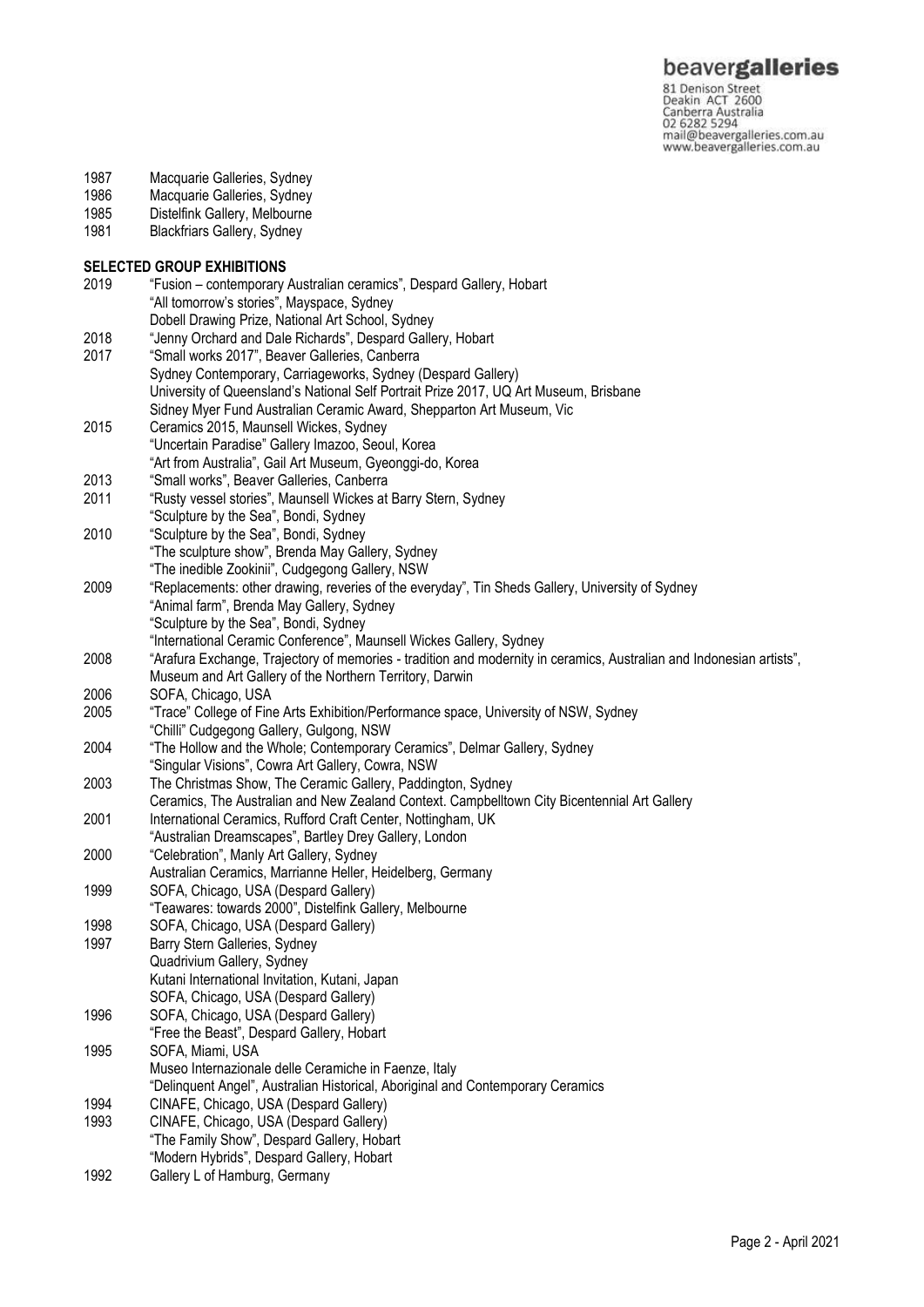| | |
|---|---|
| 1987 | Macquarie Galleries, Sydney |
| 1986 | Macquarie Galleries, Sydney |
| 1985 | Distelfink Gallery, Melbourne |
| 1981 | Blackfriars Gallery, Sydney |

**SELECTED GROUP EXHIBITIONS**

| | |
|---|---|
| 2019 | "Fusion – contemporary Australian ceramics", Despard Gallery, Hobart |
| | "All tomorrow's stories", Mayspace, Sydney |
| | Dobell Drawing Prize, National Art School, Sydney |
| 2018 | "Jenny Orchard and Dale Richards", Despard Gallery, Hobart |
| 2017 | "Small works 2017", Beaver Galleries, Canberra |
| | Sydney Contemporary, Carriageworks, Sydney (Despard Gallery) |
| | University of Queensland's National Self Portrait Prize 2017, UQ Art Museum, Brisbane |
| | Sidney Myer Fund Australian Ceramic Award, Shepparton Art Museum, Vic |
| 2015 | Ceramics 2015, Maunsell Wickes, Sydney |
| | "Uncertain Paradise" Gallery Imazoo, Seoul, Korea |
| | "Art from Australia", Gail Art Museum, Gyeonggi-do, Korea |
| 2013 | "Small works", Beaver Galleries, Canberra |
| 2011 | "Rusty vessel stories", Maunsell Wickes at Barry Stern, Sydney |
| | "Sculpture by the Sea", Bondi, Sydney |
| 2010 | "Sculpture by the Sea", Bondi, Sydney |
| | "The sculpture show", Brenda May Gallery, Sydney |
| | "The inedible Zookinii", Cudgegong Gallery, NSW |
| 2009 | "Replacements: other drawing, reveries of the everyday", Tin Sheds Gallery, University of Sydney |
| | "Animal farm", Brenda May Gallery, Sydney |
| | "Sculpture by the Sea", Bondi, Sydney |
| | "International Ceramic Conference", Maunsell Wickes Gallery, Sydney |
| 2008 | "Arafura Exchange, Trajectory of memories - tradition and modernity in ceramics, Australian and Indonesian artists", Museum and Art Gallery of the Northern Territory, Darwin |
| 2006 | SOFA, Chicago, USA |
| 2005 | "Trace" College of Fine Arts Exhibition/Performance space, University of NSW, Sydney |
| | "Chilli" Cudgegong Gallery, Gulgong, NSW |
| 2004 | "The Hollow and the Whole; Contemporary Ceramics", Delmar Gallery, Sydney |
| | "Singular Visions", Cowra Art Gallery, Cowra, NSW |
| 2003 | The Christmas Show, The Ceramic Gallery, Paddington, Sydney |
| | Ceramics, The Australian and New Zealand Context. Campbelltown City Bicentennial Art Gallery |
| 2001 | International Ceramics, Rufford Craft Center, Nottingham, UK |
| | "Australian Dreamscapes", Bartley Drey Gallery, London |
| 2000 | "Celebration", Manly Art Gallery, Sydney |
| | Australian Ceramics, Marrianne Heller, Heidelberg, Germany |
| 1999 | SOFA, Chicago, USA (Despard Gallery) |
| | "Teawares: towards 2000", Distelfink Gallery, Melbourne |
| 1998 | SOFA, Chicago, USA (Despard Gallery) |
| 1997 | Barry Stern Galleries, Sydney |
| | Quadrivium Gallery, Sydney |
| | Kutani International Invitation, Kutani, Japan |
| | SOFA, Chicago, USA (Despard Gallery) |
| 1996 | SOFA, Chicago, USA (Despard Gallery) |
| | "Free the Beast", Despard Gallery, Hobart |
| 1995 | SOFA, Miami, USA |
| | Museo Internazionale delle Ceramiche in Faenze, Italy |
| | "Delinquent Angel", Australian Historical, Aboriginal and Contemporary Ceramics |
| 1994 | CINAFE, Chicago, USA (Despard Gallery) |
| 1993 | CINAFE, Chicago, USA (Despard Gallery) |
| | "The Family Show", Despard Gallery, Hobart |
| | "Modern Hybrids", Despard Gallery, Hobart |
| 1992 | Gallery L of Hamburg, Germany |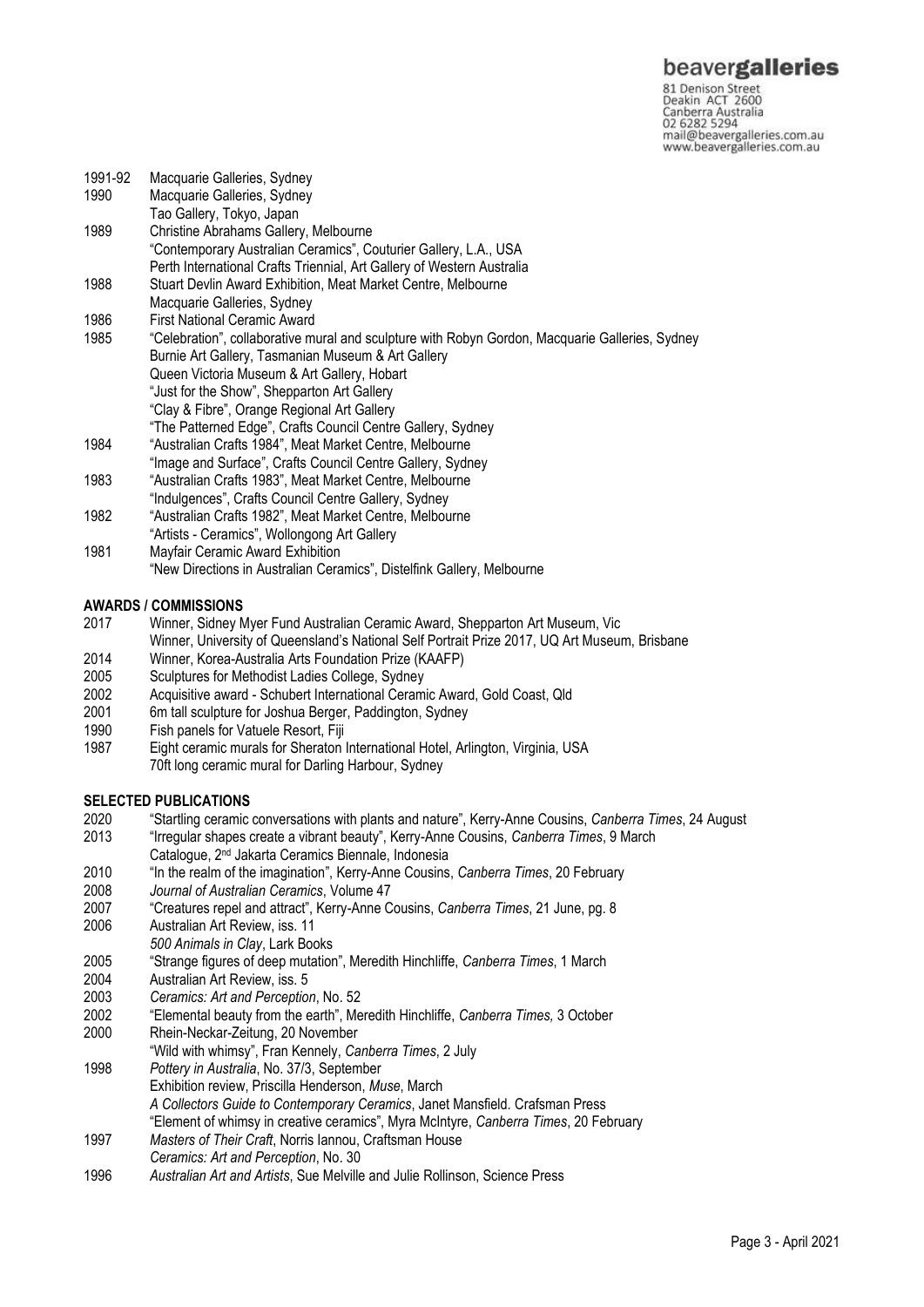| | |
|---|---|
| 1991-92 | Macquarie Galleries, Sydney |
| 1990 | Macquarie Galleries, Sydney |
| | Tao Gallery, Tokyo, Japan |
| 1989 | Christine Abrahams Gallery, Melbourne |
| | "Contemporary Australian Ceramics", Couturier Gallery, L.A., USA |
| | Perth International Crafts Triennial, Art Gallery of Western Australia |
| 1988 | Stuart Devlin Award Exhibition, Meat Market Centre, Melbourne |
| | Macquarie Galleries, Sydney |
| 1986 | First National Ceramic Award |
| 1985 | "Celebration", collaborative mural and sculpture with Robyn Gordon, Macquarie Galleries, Sydney |
| | Burnie Art Gallery, Tasmanian Museum & Art Gallery |
| | Queen Victoria Museum & Art Gallery, Hobart |
| | "Just for the Show", Shepparton Art Gallery |
| | "Clay & Fibre", Orange Regional Art Gallery |
| | "The Patterned Edge", Crafts Council Centre Gallery, Sydney |
| 1984 | "Australian Crafts 1984", Meat Market Centre, Melbourne |
| | "Image and Surface", Crafts Council Centre Gallery, Sydney |
| 1983 | "Australian Crafts 1983", Meat Market Centre, Melbourne |
| | "Indulgences", Crafts Council Centre Gallery, Sydney |
| 1982 | "Australian Crafts 1982", Meat Market Centre, Melbourne |
| | "Artists - Ceramics", Wollongong Art Gallery |
| 1981 | Mayfair Ceramic Award Exhibition |
| | "New Directions in Australian Ceramics", Distelfink Gallery, Melbourne |

**AWARDS / COMMISSIONS**

| | |
|---|---|
| 2017 | Winner, Sidney Myer Fund Australian Ceramic Award, Shepparton Art Museum, Vic |
| | Winner, University of Queensland's National Self Portrait Prize 2017, UQ Art Museum, Brisbane |
| 2014 | Winner, Korea-Australia Arts Foundation Prize (KAAFP) |
| 2005 | Sculptures for Methodist Ladies College, Sydney |
| 2002 | Acquisitive award - Schubert International Ceramic Award, Gold Coast, Qld |
| 2001 | 6m tall sculpture for Joshua Berger, Paddington, Sydney |
| 1990 | Fish panels for Vatuele Resort, Fiji |
| 1987 | Eight ceramic murals for Sheraton International Hotel, Arlington, Virginia, USA |
| | 70ft long ceramic mural for Darling Harbour, Sydney |

**SELECTED PUBLICATIONS**

| | |
|---|---|
| 2020 | "Startling ceramic conversations with plants and nature", Kerry-Anne Cousins, *Canberra Times*, 24 August |
| 2013 | "Irregular shapes create a vibrant beauty", Kerry-Anne Cousins, *Canberra Times*, 9 March |
| | Catalogue, 2nd Jakarta Ceramics Biennale, Indonesia |
| 2010 | "In the realm of the imagination", Kerry-Anne Cousins, *Canberra Times*, 20 February |
| 2008 | *Journal of Australian Ceramics*, Volume 47 |
| 2007 | "Creatures repel and attract", Kerry-Anne Cousins, *Canberra Times*, 21 June, pg. 8 |
| 2006 | Australian Art Review, iss. 11 |
| | *500 Animals in Clay*, Lark Books |
| 2005 | "Strange figures of deep mutation", Meredith Hinchliffe, *Canberra Times*, 1 March |
| 2004 | Australian Art Review, iss. 5 |
| 2003 | *Ceramics: Art and Perception*, No. 52 |
| 2002 | "Elemental beauty from the earth", Meredith Hinchliffe, *Canberra Times,* 3 October |
| 2000 | Rhein-Neckar-Zeitung, 20 November |
| | "Wild with whimsy", Fran Kennely, *Canberra Times*, 2 July |
| 1998 | *Pottery in Australia*, No. 37/3, September |
| | Exhibition review, Priscilla Henderson, *Muse*, March |
| | *A Collectors Guide to Contemporary Ceramics*, Janet Mansfield. Crafsman Press |
| | "Element of whimsy in creative ceramics", Myra McIntyre, *Canberra Times*, 20 February |
| 1997 | *Masters of Their Craft*, Norris Iannou, Craftsman House |
| | *Ceramics: Art and Perception*, No. 30 |
| 1996 | *Australian Art and Artists*, Sue Melville and Julie Rollinson, Science Press |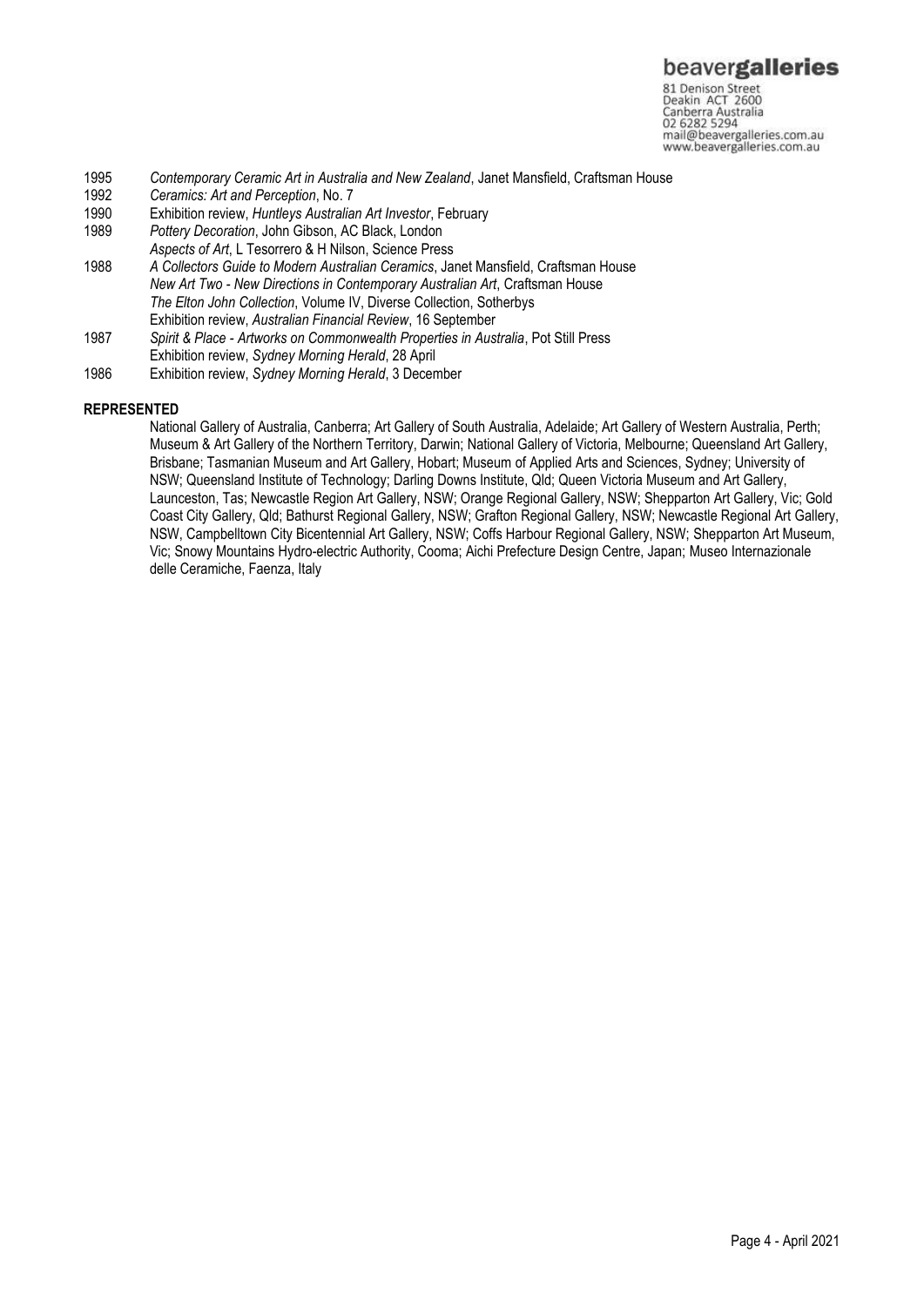1995 *Contemporary Ceramic Art in Australia and New Zealand*, Janet Mansfield, Craftsman House

1992 *Ceramics: Art and Perception*, No. 7

1990 Exhibition review, *Huntleys Australian Art Investor*, February

1989 *Pottery Decoration*, John Gibson, AC Black, London
*Aspects of Art*, L Tesorrero & H Nilson, Science Press

1988 *A Collectors Guide to Modern Australian Ceramics*, Janet Mansfield, Craftsman House
*New Art Two - New Directions in Contemporary Australian Art*, Craftsman House
*The Elton John Collection*, Volume IV, Diverse Collection, Sotherbys
Exhibition review, *Australian Financial Review*, 16 September

1987 *Spirit & Place - Artworks on Commonwealth Properties in Australia*, Pot Still Press
Exhibition review, *Sydney Morning Herald*, 28 April

1986 Exhibition review, *Sydney Morning Herald*, 3 December

**REPRESENTED**

National Gallery of Australia, Canberra; Art Gallery of South Australia, Adelaide; Art Gallery of Western Australia, Perth; Museum & Art Gallery of the Northern Territory, Darwin; National Gallery of Victoria, Melbourne; Queensland Art Gallery, Brisbane; Tasmanian Museum and Art Gallery, Hobart; Museum of Applied Arts and Sciences, Sydney; University of NSW; Queensland Institute of Technology; Darling Downs Institute, Qld; Queen Victoria Museum and Art Gallery, Launceston, Tas; Newcastle Region Art Gallery, NSW; Orange Regional Gallery, NSW; Shepparton Art Gallery, Vic; Gold Coast City Gallery, Qld; Bathurst Regional Gallery, NSW; Grafton Regional Gallery, NSW; Newcastle Regional Art Gallery, NSW, Campbelltown City Bicentennial Art Gallery, NSW; Coffs Harbour Regional Gallery, NSW; Shepparton Art Museum, Vic; Snowy Mountains Hydro-electric Authority, Cooma; Aichi Prefecture Design Centre, Japan; Museo Internazionale delle Ceramiche, Faenza, Italy